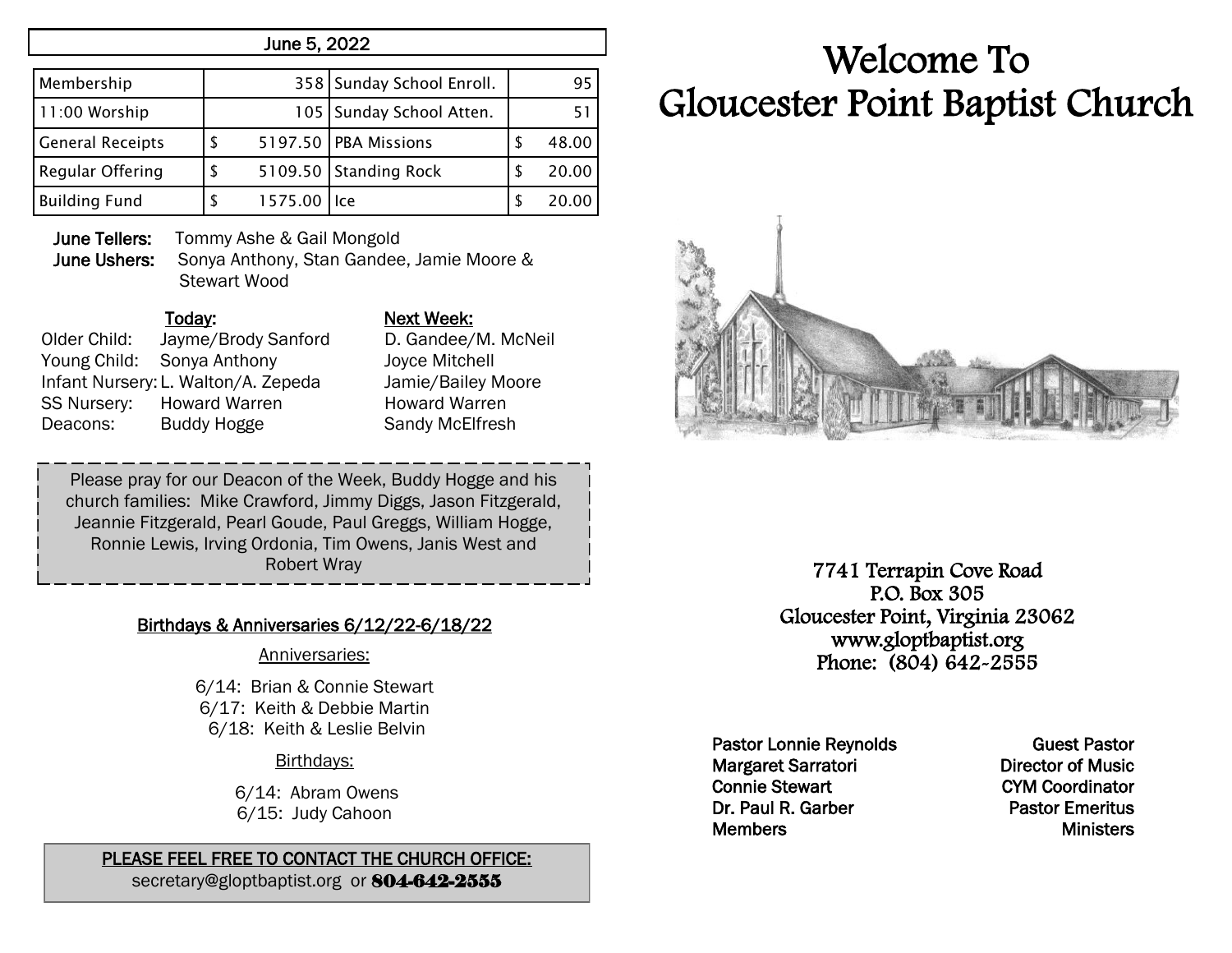June 5, 2022

| Membership | 358 | Sunday School Enroll. | 95 |
|---|---|---|---|
| 11:00 Worship | 105 | Sunday School Atten. | 51 |
| General Receipts | $ 5197.50 | PBA Missions | $ 48.00 |
| Regular Offering | $ 5109.50 | Standing Rock | $ 20.00 |
| Building Fund | $ 1575.00 | Ice | $ 20.00 |

**June Tellers:** Tommy Ashe & Gail Mongold
**June Ushers:** Sonya Anthony, Stan Gandee, Jamie Moore & Stewart Wood

| | Today: | Next Week: |
|---|---|---|
| Older Child: | Jayme/Brody Sanford | D. Gandee/M. McNeil |
| Young Child: | Sonya Anthony | Joyce Mitchell |
| Infant Nursery: | L. Walton/A. Zepeda | Jamie/Bailey Moore |
| SS Nursery: | Howard Warren | Howard Warren |
| Deacons: | Buddy Hogge | Sandy McElfresh |

Please pray for our Deacon of the Week, Buddy Hogge and his church families: Mike Crawford, Jimmy Diggs, Jason Fitzgerald, Jeannie Fitzgerald, Pearl Goude, Paul Greggs, William Hogge, Ronnie Lewis, Irving Ordonia, Tim Owens, Janis West and Robert Wray

**Birthdays & Anniversaries 6/12/22-6/18/22**

Anniversaries:

6/14: Brian & Connie Stewart
6/17: Keith & Debbie Martin
6/18: Keith & Leslie Belvin

Birthdays:

6/14: Abram Owens
6/15: Judy Cahoon

**PLEASE FEEL FREE TO CONTACT THE CHURCH OFFICE:**
secretary@gloptbaptist.org or **804-642-2555**

# Welcome To Gloucester Point Baptist Church

7741 Terrapin Cove Road
P.O. Box 305
Gloucester Point, Virginia 23062
www.gloptbaptist.org
Phone: (804) 642-2555

| | |
|---|---|
| Pastor Lonnie Reynolds | Guest Pastor |
| Margaret Sarratori | Director of Music |
| Connie Stewart | CYM Coordinator |
| Dr. Paul R. Garber | Pastor Emeritus |
| Members | Ministers |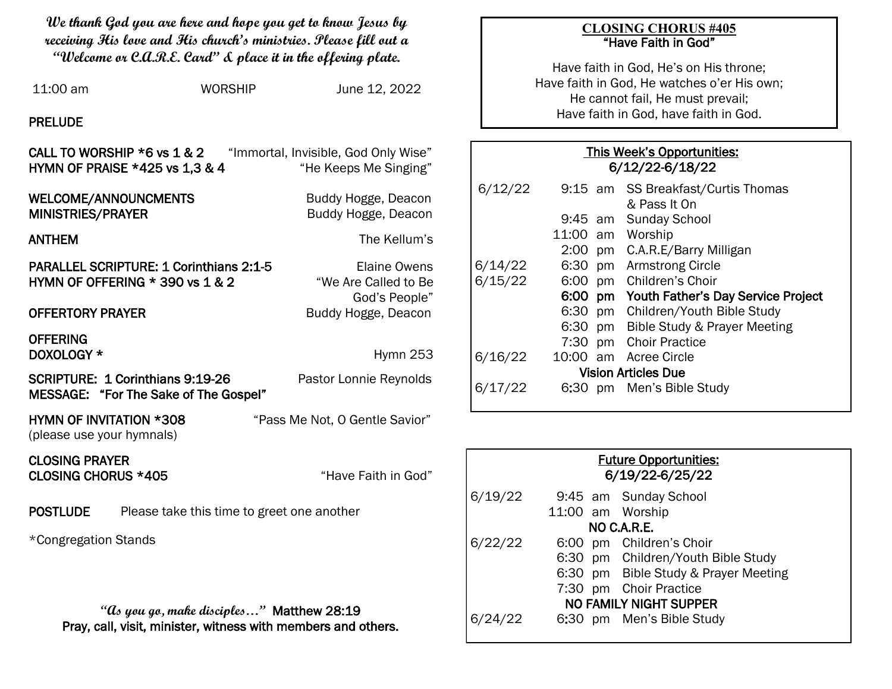***We thank God you are here and hope you get to know Jesus by receiving His love and His church's ministries. Please fill out a "Welcome or C.A.R.E. Card" & place it in the offering plate.***

11:00 am WORSHIP June 12, 2022

**PRELUDE**

**CALL TO WORSHIP *6 vs 1 & 2** "Immortal, Invisible, God Only Wise"
**HYMN OF PRAISE *425 vs 1,3 & 4** "He Keeps Me Singing"

**WELCOME/ANNOUNCMENTS** Buddy Hogge, Deacon
**MINISTRIES/PRAYER** Buddy Hogge, Deacon

**ANTHEM** The Kellum's

**PARALLEL SCRIPTURE: 1 Corinthians 2:1-5** Elaine Owens
**HYMN OF OFFERING * 390 vs 1 & 2** "We Are Called to Be God's People"

**OFFERTORY PRAYER** Buddy Hogge, Deacon

**OFFERING**
**DOXOLOGY *** Hymn 253

**SCRIPTURE: 1 Corinthians 9:19-26** Pastor Lonnie Reynolds
**MESSAGE: "For The Sake of The Gospel"**

**HYMN OF INVITATION *308** "Pass Me Not, O Gentle Savior"
(please use your hymnals)

**CLOSING PRAYER**
**CLOSING CHORUS *405** "Have Faith in God"

**POSTLUDE** Please take this time to greet one another

*Congregation Stands

***"As you go, make disciples…"*** Matthew 28:19
Pray, call, visit, minister, witness with members and others.

**CLOSING CHORUS #405**
"Have Faith in God"

Have faith in God, He's on His throne;
Have faith in God, He watches o'er His own;
He cannot fail, He must prevail;
Have faith in God, have faith in God.

**This Week's Opportunities:**
**6/12/22-6/18/22**

| | | | |
|---|---|---|---|
| 6/12/22 | 9:15 | am | SS Breakfast/Curtis Thomas & Pass It On |
| | 9:45 | am | Sunday School |
| | 11:00 | am | Worship |
| | 2:00 | pm | C.A.R.E/Barry Milligan |
| 6/14/22 | 6:30 | pm | Armstrong Circle |
| 6/15/22 | 6:00 | pm | Children's Choir |
| | **6:00** | **pm** | **Youth Father's Day Service Project** |
| | 6:30 | pm | Children/Youth Bible Study |
| | 6:30 | pm | Bible Study & Prayer Meeting |
| | 7:30 | pm | Choir Practice |
| 6/16/22 | 10:00 | am | Acree Circle |
| | | | **Vision Articles Due** |
| 6/17/22 | 6:30 | pm | Men's Bible Study |

**Future Opportunities:**
**6/19/22-6/25/22**

| | | | |
|---|---|---|---|
| 6/19/22 | 9:45 | am | Sunday School |
| | 11:00 | am | Worship |
| | | | **NO C.A.R.E.** |
| 6/22/22 | 6:00 | pm | Children's Choir |
| | 6:30 | pm | Children/Youth Bible Study |
| | 6:30 | pm | Bible Study & Prayer Meeting |
| | 7:30 | pm | Choir Practice |
| | | | **NO FAMILY NIGHT SUPPER** |
| 6/24/22 | 6:30 | pm | Men's Bible Study |